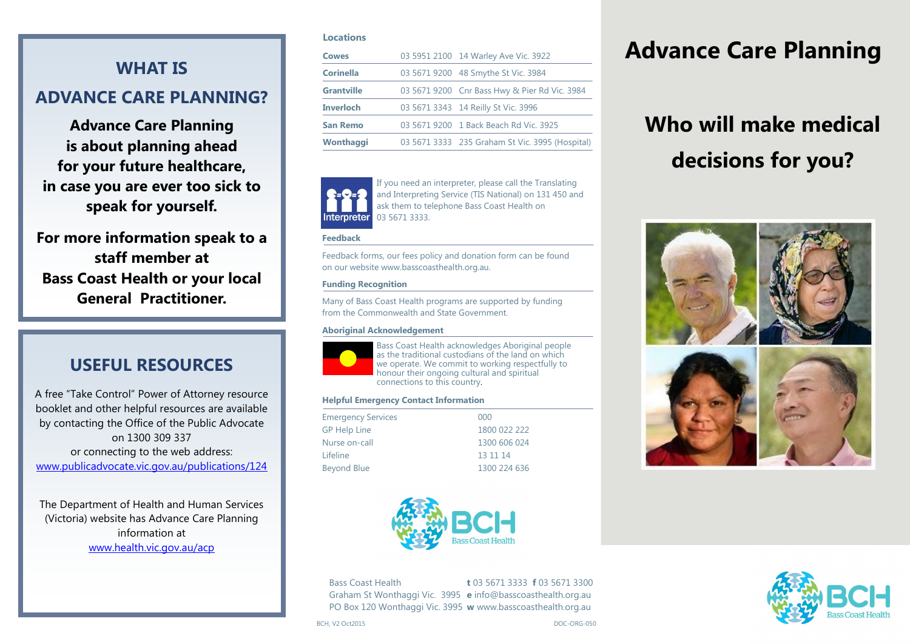## WHAT IS ADVANCE CARE PLANNING?

**Advance Care Planning is about planning ahead for your future healthcare, in case you are ever too sick to speak for yourself.**

**For more information speak to a staff member at Bass Coast Health or your local General Practitioner.**

## USEFUL RESOURCES

A free "Take Control" Power of Attorney resource booklet and other helpful resources are available by contacting the Office of the Public Advocate on 1300 309 337 or connecting to the web address: www.publicadvocate.vic.gov.au/publications/124

The Department of Health and Human Services (Victoria) website has Advance Care Planning information at www.health.vic.gov.au/acp

### Locations

| | | |
|---|---|---|
| **Cowes** | 03 5951 2100 | 14 Warley Ave Vic. 3922 |
| **Corinella** | 03 5671 9200 | 48 Smythe St Vic. 3984 |
| **Grantville** | 03 5671 9200 | Cnr Bass Hwy & Pier Rd Vic. 3984 |
| **Inverloch** | 03 5671 3343 | 14 Reilly St Vic. 3996 |
| **San Remo** | 03 5671 9200 | 1 Back Beach Rd Vic. 3925 |
| **Wonthaggi** | 03 5671 3333 | 235 Graham St Vic. 3995 (Hospital) |

Interpreter

If you need an interpreter, please call the Translating and Interpreting Service (TIS National) on 131 450 and ask them to telephone Bass Coast Health on 03 5671 3333.

### Feedback

Feedback forms, our fees policy and donation form can be found on our website www.basscoasthealth.org.au.

### Funding Recognition

Many of Bass Coast Health programs are supported by funding from the Commonwealth and State Government.

### Aboriginal Acknowledgement

Bass Coast Health acknowledges Aboriginal people as the traditional custodians of the land on which we operate. We commit to working respectfully to honour their ongoing cultural and spiritual connections to this country.

### Helpful Emergency Contact Information

| | |
|---|---|
| Emergency Services | 000 |
| GP Help Line | 1800 022 222 |
| Nurse on-call | 1300 606 024 |
| Lifeline | 13 11 14 |
| Beyond Blue | 1300 224 636 |

BCH Bass Coast Health

Bass Coast Health
Graham St Wonthaggi Vic. 3995
PO Box 120 Wonthaggi Vic. 3995

**t** 03 5671 3333 **f** 03 5671 3300
**e** info@basscoasthealth.org.au
**w** www.basscoasthealth.org.au

BCH, V2 Oct2015 DOC-ORG-050

# Advance Care Planning

## Who will make medical decisions for you?

BCH Bass Coast Health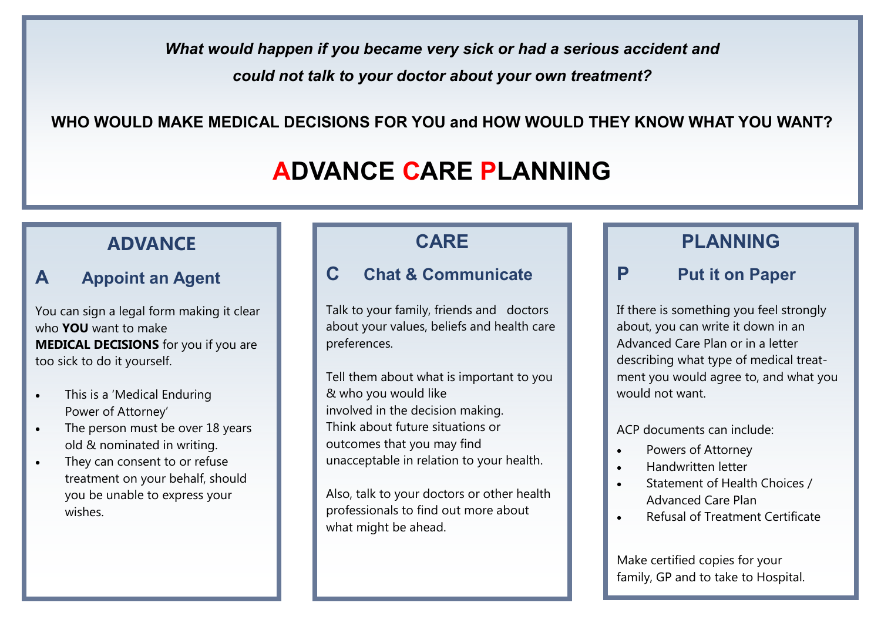***What would happen if you became very sick or had a serious accident and could not talk to your doctor about your own treatment?***

**WHO WOULD MAKE MEDICAL DECISIONS FOR YOU and HOW WOULD THEY KNOW WHAT YOU WANT?**

# ADVANCE CARE PLANNING

## ADVANCE

### A Appoint an Agent

You can sign a legal form making it clear who **YOU** want to make **MEDICAL DECISIONS** for you if you are too sick to do it yourself.

- This is a 'Medical Enduring Power of Attorney'
- The person must be over 18 years old & nominated in writing.
- They can consent to or refuse treatment on your behalf, should you be unable to express your wishes.

## CARE

### C Chat & Communicate

Talk to your family, friends and doctors about your values, beliefs and health care preferences.

Tell them about what is important to you & who you would like involved in the decision making. Think about future situations or outcomes that you may find unacceptable in relation to your health.

Also, talk to your doctors or other health professionals to find out more about what might be ahead.

## PLANNING

### P Put it on Paper

If there is something you feel strongly about, you can write it down in an Advanced Care Plan or in a letter describing what type of medical treatment you would agree to, and what you would not want.

ACP documents can include:

- Powers of Attorney
- Handwritten letter
- Statement of Health Choices / Advanced Care Plan
- Refusal of Treatment Certificate

Make certified copies for your family, GP and to take to Hospital.